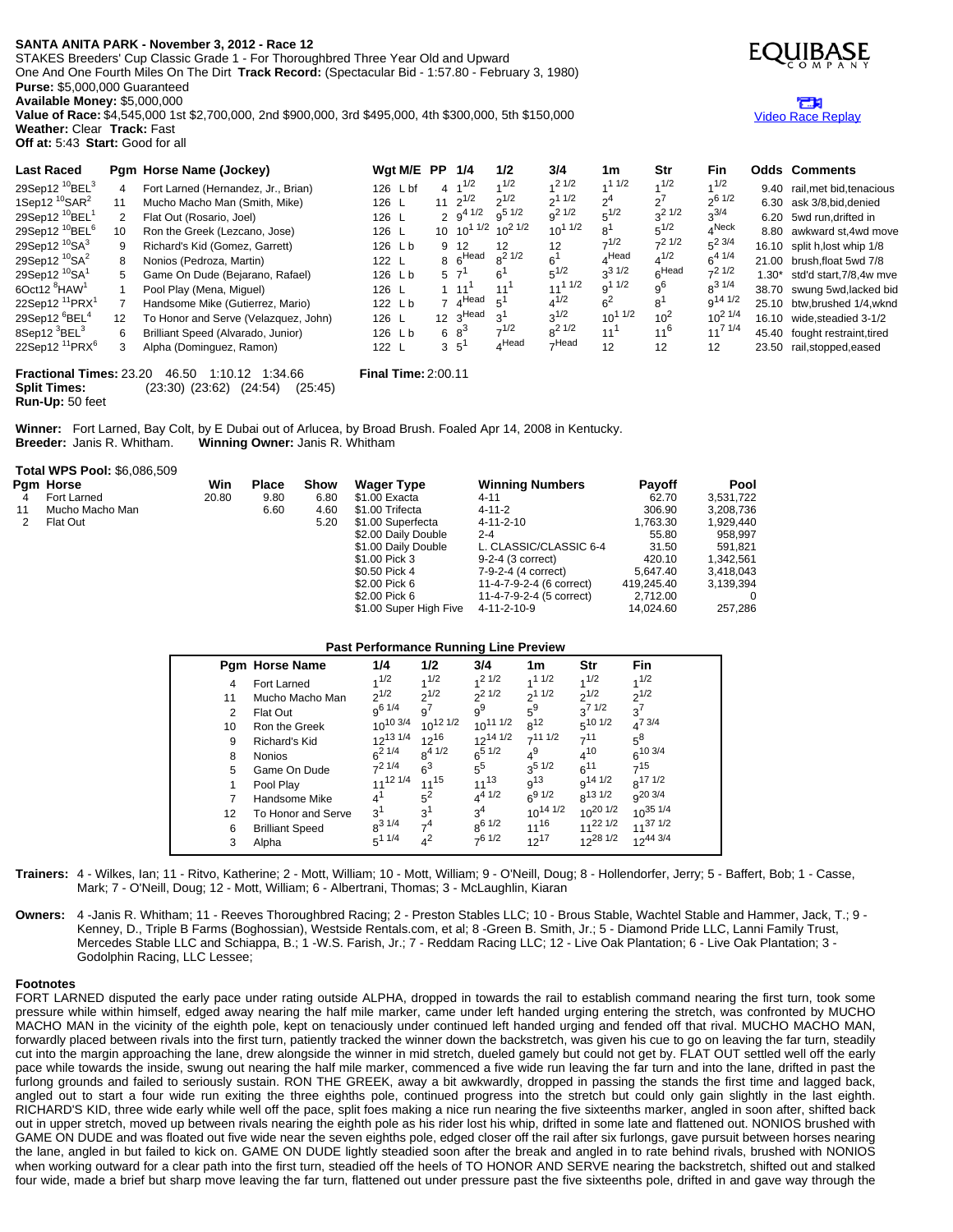**SANTA ANITA PARK - November 3, 2012 - Race 12**
STAKES Breeders' Cup Classic Grade 1 - For Thoroughbred Three Year Old and Upward
One And One Fourth Miles On The Dirt **Track Record:** (Spectacular Bid - 1:57.80 - February 3, 1980)
**Purse:** $5,000,000 Guaranteed
**Available Money:** $5,000,000
**Value of Race:** $4,545,000 1st $2,700,000, 2nd $900,000, 3rd $495,000, 4th $300,000, 5th $150,000
**Weather:** Clear **Track:** Fast
**Off at:** 5:43 **Start:** Good for all

EQUIBASE COMPANY

Video Race Replay

| Last Raced | Pgm | Horse Name (Jockey) | Wgt M/E | PP | 1/4 | 1/2 | 3/4 | 1m | Str | Fin | Odds | Comments |
|---|---|---|---|---|---|---|---|---|---|---|---|---|
| 29Sep12 10BEL3 | 4 | Fort Larned (Hernandez, Jr., Brian) | 126 L bf | 4 | 1 1/2 | 1 1/2 | 1 2 1/2 | 1 1 1/2 | 1 1/2 | 1 1/2 | 9.40 | rail,met bid,tenacious |
| 1Sep12 10SAR2 | 11 | Mucho Macho Man (Smith, Mike) | 126 L | 11 | 2 1/2 | 2 1/2 | 2 1 1/2 | 2 4 | 2 7 | 2 6 1/2 | 6.30 | ask 3/8,bid,denied |
| 29Sep12 10BEL1 | 2 | Flat Out (Rosario, Joel) | 126 L | 2 | 9 4 1/2 | 9 5 1/2 | 9 2 1/2 | 5 1/2 | 3 2 1/2 | 3 3/4 | 6.20 | 5wd run,drifted in |
| 29Sep12 10BEL6 | 10 | Ron the Greek (Lezcano, Jose) | 126 L | 10 | 10 1 1/2 | 10 2 1/2 | 10 1 1/2 | 8 1 | 5 1/2 | 4 Neck | 8.80 | awkward st,4wd move |
| 29Sep12 10SA3 | 9 | Richard's Kid (Gomez, Garrett) | 126 L b | 9 | 12 | 12 | 12 | 7 1/2 | 7 2 1/2 | 5 2 3/4 | 16.10 | split h,lost whip 1/8 |
| 29Sep12 10SA2 | 8 | Nonios (Pedroza, Martin) | 122 L | 8 | 6 Head | 8 2 1/2 | 6 1 | 4 Head | 4 1/2 | 6 4 1/4 | 21.00 | brush,float 5wd 7/8 |
| 29Sep12 10SA1 | 5 | Game On Dude (Bejarano, Rafael) | 126 L b | 5 | 7 1 | 6 1 | 5 1/2 | 3 3 1/2 | 6 Head | 7 2 1/2 | 1.30* | std'd start,7/8,4w mve |
| 6Oct12 8HAW1 | 1 | Pool Play (Mena, Miguel) | 126 L | 1 | 11 1 | 11 1 | 11 1 1/2 | 9 1 1/2 | 9 6 | 8 3 1/4 | 38.70 | swung 5wd,lacked bid |
| 22Sep12 11PRX1 | 7 | Handsome Mike (Gutierrez, Mario) | 122 L b | 7 | 4 Head | 5 1 | 4 1/2 | 6 2 | 8 1 | 9 14 1/2 | 25.10 | btw,brushed 1/4,wknd |
| 29Sep12 6BEL4 | 12 | To Honor and Serve (Velazquez, John) | 126 L | 12 | 3 Head | 3 1 | 3 1/2 | 10 1 1/2 | 10 2 | 10 2 1/4 | 16.10 | wide,steadied 3-1/2 |
| 8Sep12 3BEL3 | 6 | Brilliant Speed (Alvarado, Junior) | 126 L b | 6 | 8 3 | 7 1/2 | 8 2 1/2 | 11 1 | 11 6 | 11 7 1/4 | 45.40 | fought restraint,tired |
| 22Sep12 11PRX6 | 3 | Alpha (Dominguez, Ramon) | 122 L | 3 | 5 1 | 4 Head | 7 Head | 12 | 12 | 12 | 23.50 | rail,stopped,eased |

**Fractional Times:** 23.20 46.50 1:10.12 1:34.66 **Final Time:** 2:00.11
**Split Times:** (23:30) (23:62) (24:54) (25:45)
**Run-Up:** 50 feet

**Winner:** Fort Larned, Bay Colt, by E Dubai out of Arlucea, by Broad Brush. Foaled Apr 14, 2008 in Kentucky.
**Breeder:** Janis R. Whitham. **Winning Owner:** Janis R. Whitham

**Total WPS Pool:** $6,086,509

| Pgm | Horse | Win | Place | Show |
|---|---|---|---|---|
| 4 | Fort Larned | 20.80 | 9.80 | 6.80 |
| 11 | Mucho Macho Man | | 6.60 | 4.60 |
| 2 | Flat Out | | | 5.20 |

| Wager Type | Winning Numbers | Payoff | Pool |
|---|---|---|---|
| $1.00 Exacta | 4-11 | 62.70 | 3,531,722 |
| $1.00 Trifecta | 4-11-2 | 306.90 | 3,208,736 |
| $1.00 Superfecta | 4-11-2-10 | 1,763.30 | 1,929,440 |
| $2.00 Daily Double | 2-4 | 55.80 | 958,997 |
| $1.00 Daily Double | L. CLASSIC/CLASSIC 6-4 | 31.50 | 591,821 |
| $1.00 Pick 3 | 9-2-4 (3 correct) | 420.10 | 1,342,561 |
| $0.50 Pick 4 | 7-9-2-4 (4 correct) | 5,647.40 | 3,418,043 |
| $2.00 Pick 6 | 11-4-7-9-2-4 (6 correct) | 419,245.40 | 3,139,394 |
| $2.00 Pick 6 | 11-4-7-9-2-4 (5 correct) | 2,712.00 | 0 |
| $1.00 Super High Five | 4-11-2-10-9 | 14,024.60 | 257,286 |

**Past Performance Running Line Preview**

| Pgm | Horse Name | 1/4 | 1/2 | 3/4 | 1m | Str | Fin |
|---|---|---|---|---|---|---|---|
| 4 | Fort Larned | 1 1/2 | 1 1/2 | 1 2 1/2 | 1 1 1/2 | 1 1/2 | 1 1/2 |
| 11 | Mucho Macho Man | 2 1/2 | 2 1/2 | 2 2 1/2 | 2 1 1/2 | 2 1/2 | 2 1/2 |
| 2 | Flat Out | 9 6 1/4 | 9 7 | 9 9 | 5 9 | 3 7 1/2 | 3 7 |
| 10 | Ron the Greek | 10 10 3/4 | 10 12 1/2 | 10 11 1/2 | 8 12 | 5 10 1/2 | 4 7 3/4 |
| 9 | Richard's Kid | 12 13 1/4 | 12 16 | 12 14 1/2 | 7 11 1/2 | 7 11 | 5 8 |
| 8 | Nonios | 6 2 1/4 | 8 4 1/2 | 6 5 1/2 | 4 9 | 4 10 | 6 10 3/4 |
| 5 | Game On Dude | 7 2 1/4 | 6 3 | 5 5 | 3 5 1/2 | 6 11 | 7 15 |
| 1 | Pool Play | 11 12 1/4 | 11 15 | 11 13 | 9 13 | 9 14 1/2 | 8 17 1/2 |
| 7 | Handsome Mike | 4 1 | 5 2 | 4 4 1/2 | 6 9 1/2 | 8 13 1/2 | 9 20 3/4 |
| 12 | To Honor and Serve | 3 1 | 3 1 | 3 4 | 10 14 1/2 | 10 20 1/2 | 10 35 1/4 |
| 6 | Brilliant Speed | 8 3 1/4 | 7 4 | 8 6 1/2 | 11 16 | 11 22 1/2 | 11 37 1/2 |
| 3 | Alpha | 5 1 1/4 | 4 2 | 7 6 1/2 | 12 17 | 12 28 1/2 | 12 44 3/4 |

**Trainers:** 4 - Wilkes, Ian; 11 - Ritvo, Katherine; 2 - Mott, William; 10 - Mott, William; 9 - O'Neill, Doug; 8 - Hollendorfer, Jerry; 5 - Baffert, Bob; 1 - Casse, Mark; 7 - O'Neill, Doug; 12 - Mott, William; 6 - Albertrani, Thomas; 3 - McLaughlin, Kiaran

**Owners:** 4 -Janis R. Whitham; 11 - Reeves Thoroughbred Racing; 2 - Preston Stables LLC; 10 - Brous Stable, Wachtel Stable and Hammer, Jack, T.; 9 - Kenney, D., Triple B Farms (Boghossian), Westside Rentals.com, et al; 8 -Green B. Smith, Jr.; 5 - Diamond Pride LLC, Lanni Family Trust, Mercedes Stable LLC and Schiappa, B.; 1 -W.S. Farish, Jr.; 7 - Reddam Racing LLC; 12 - Live Oak Plantation; 6 - Live Oak Plantation; 3 - Godolphin Racing, LLC Lessee;

**Footnotes**

FORT LARNED disputed the early pace under rating outside ALPHA, dropped in towards the rail to establish command nearing the first turn, took some pressure while within himself, edged away nearing the half mile marker, came under left handed urging entering the stretch, was confronted by MUCHO MACHO MAN in the vicinity of the eighth pole, kept on tenaciously under continued left handed urging and fended off that rival. MUCHO MACHO MAN, forwardly placed between rivals into the first turn, patiently tracked the winner down the backstretch, was given his cue to go on leaving the far turn, steadily cut into the margin approaching the lane, drew alongside the winner in mid stretch, dueled gamely but could not get by. FLAT OUT settled well off the early pace while towards the inside, swung out nearing the half mile marker, commenced a five wide run leaving the far turn and into the lane, drifted in past the furlong grounds and failed to seriously sustain. RON THE GREEK, away a bit awkwardly, dropped in passing the stands the first time and lagged back, angled out to start a four wide run exiting the three eighths pole, continued progress into the stretch but could only gain slightly in the last eighth. RICHARD'S KID, three wide early while well off the pace, split foes making a nice run nearing the five sixteenths marker, angled in soon after, shifted back out in upper stretch, moved up between rivals nearing the eighth pole as his rider lost his whip, drifted in some late and flattened out. NONIOS brushed with GAME ON DUDE and was floated out five wide near the seven eighths pole, edged closer off the rail after six furlongs, gave pursuit between horses nearing the lane, angled in but failed to kick on. GAME ON DUDE lightly steadied soon after the break and angled in to rate behind rivals, brushed with NONIOS when working outward for a clear path into the first turn, steadied off the heels of TO HONOR AND SERVE nearing the backstretch, shifted out and stalked four wide, made a brief but sharp move leaving the far turn, flattened out under pressure past the five sixteenths pole, drifted in and gave way through the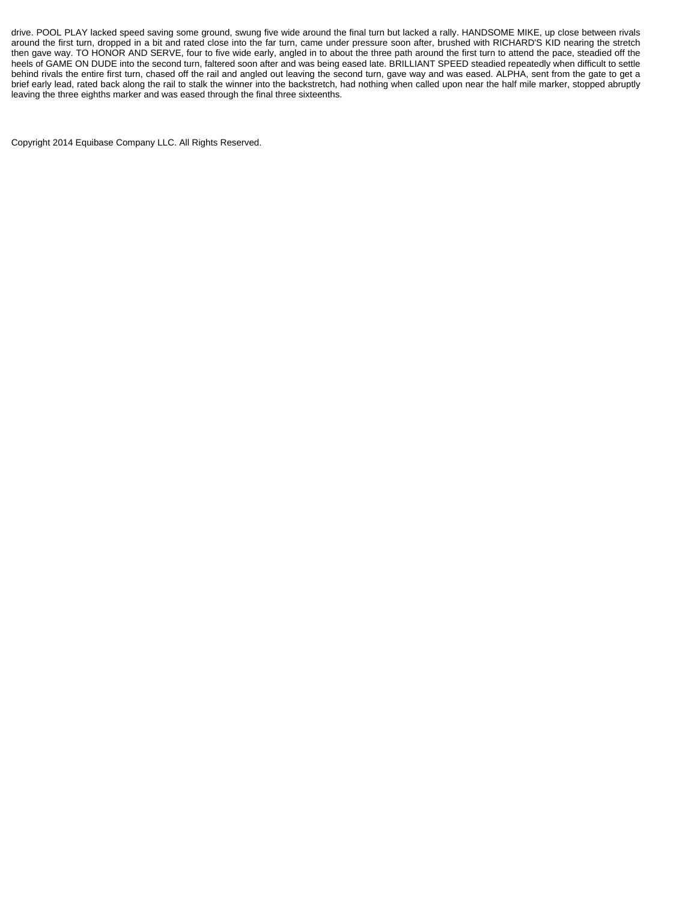drive. POOL PLAY lacked speed saving some ground, swung five wide around the final turn but lacked a rally. HANDSOME MIKE, up close between rivals around the first turn, dropped in a bit and rated close into the far turn, came under pressure soon after, brushed with RICHARD'S KID nearing the stretch then gave way. TO HONOR AND SERVE, four to five wide early, angled in to about the three path around the first turn to attend the pace, steadied off the heels of GAME ON DUDE into the second turn, faltered soon after and was being eased late. BRILLIANT SPEED steadied repeatedly when difficult to settle behind rivals the entire first turn, chased off the rail and angled out leaving the second turn, gave way and was eased. ALPHA, sent from the gate to get a brief early lead, rated back along the rail to stalk the winner into the backstretch, had nothing when called upon near the half mile marker, stopped abruptly leaving the three eighths marker and was eased through the final three sixteenths.

Copyright 2014 Equibase Company LLC. All Rights Reserved.